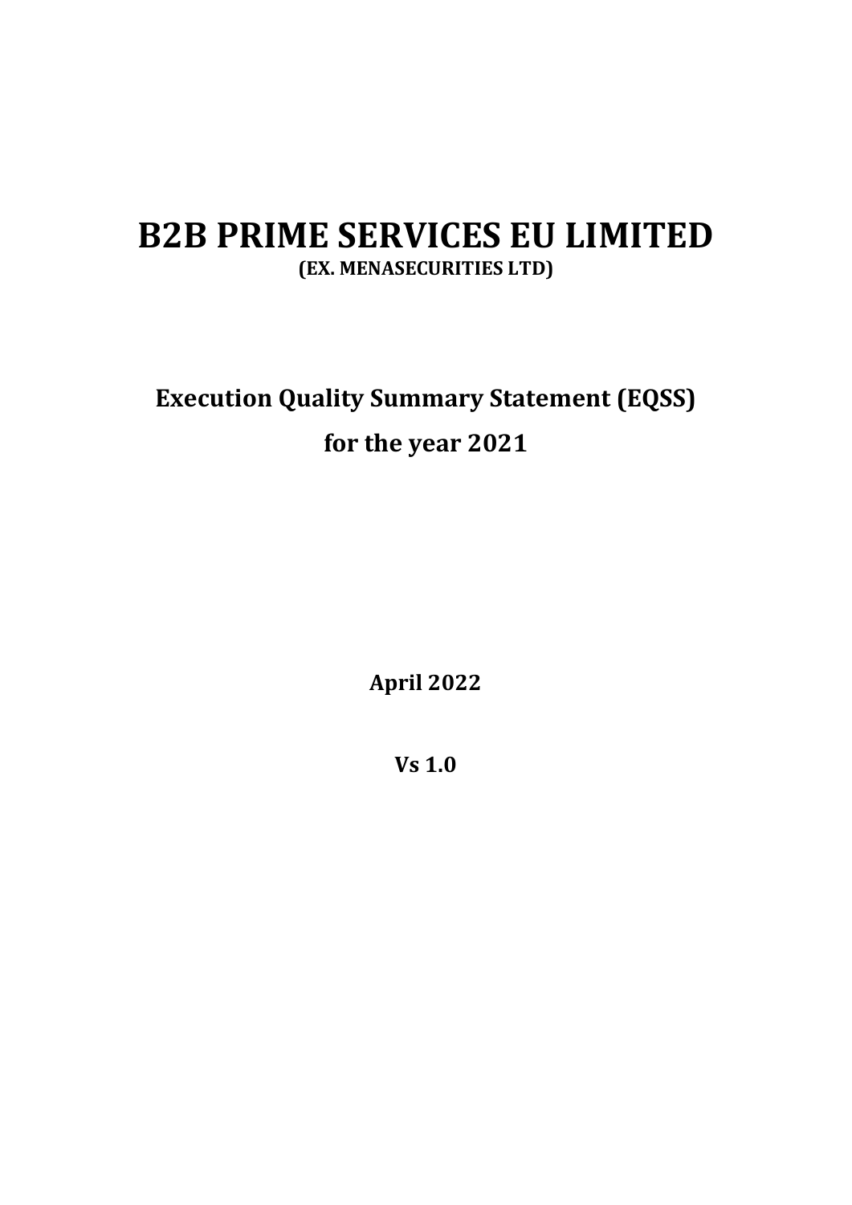# B2B PRIME SERVICES EU LIMITED

**(EX. MENASECURITIES LTD)**

## Execution Quality Summary Statement (EQSS)

## for the year 2021

**April 2022**

**Vs 1.0**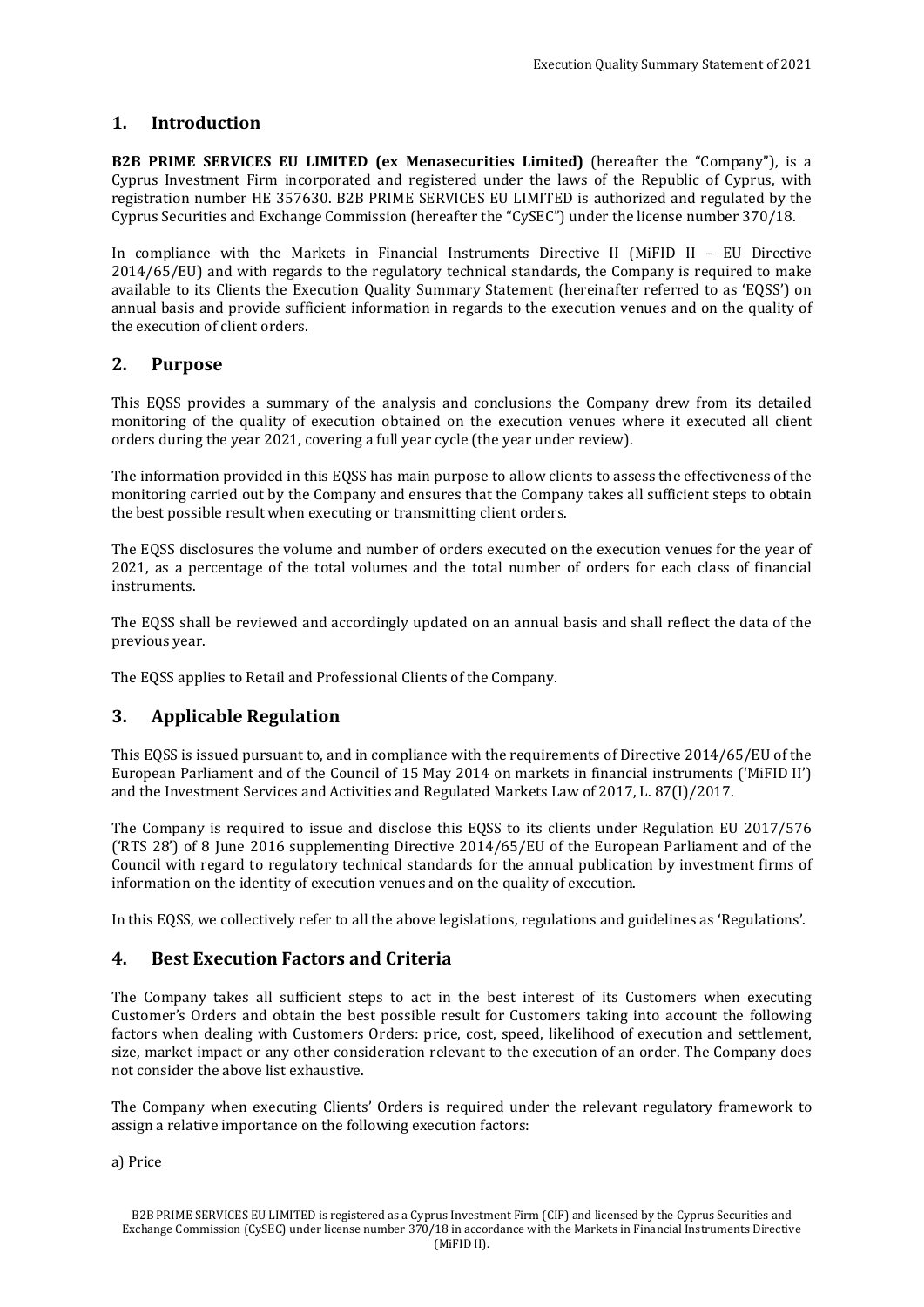## 1. Introduction

**B2B PRIME SERVICES EU LIMITED (ex Menasecurities Limited)** (hereafter the "Company"), is a Cyprus Investment Firm incorporated and registered under the laws of the Republic of Cyprus, with registration number HE 357630. B2B PRIME SERVICES EU LIMITED is authorized and regulated by the Cyprus Securities and Exchange Commission (hereafter the "CySEC") under the license number 370/18.

In compliance with the Markets in Financial Instruments Directive II (MiFID II – EU Directive 2014/65/EU) and with regards to the regulatory technical standards, the Company is required to make available to its Clients the Execution Quality Summary Statement (hereinafter referred to as 'EQSS') on annual basis and provide sufficient information in regards to the execution venues and on the quality of the execution of client orders.

## 2. Purpose

This EQSS provides a summary of the analysis and conclusions the Company drew from its detailed monitoring of the quality of execution obtained on the execution venues where it executed all client orders during the year 2021, covering a full year cycle (the year under review).

The information provided in this EQSS has main purpose to allow clients to assess the effectiveness of the monitoring carried out by the Company and ensures that the Company takes all sufficient steps to obtain the best possible result when executing or transmitting client orders.

The EQSS disclosures the volume and number of orders executed on the execution venues for the year of 2021, as a percentage of the total volumes and the total number of orders for each class of financial instruments.

The EQSS shall be reviewed and accordingly updated on an annual basis and shall reflect the data of the previous year.

The EQSS applies to Retail and Professional Clients of the Company.

## 3. Applicable Regulation

This EQSS is issued pursuant to, and in compliance with the requirements of Directive 2014/65/EU of the European Parliament and of the Council of 15 May 2014 on markets in financial instruments ('MiFID II') and the Investment Services and Activities and Regulated Markets Law of 2017, L. 87(I)/2017.

The Company is required to issue and disclose this EQSS to its clients under Regulation EU 2017/576 ('RTS 28') of 8 June 2016 supplementing Directive 2014/65/EU of the European Parliament and of the Council with regard to regulatory technical standards for the annual publication by investment firms of information on the identity of execution venues and on the quality of execution.

In this EQSS, we collectively refer to all the above legislations, regulations and guidelines as 'Regulations'.

## 4. Best Execution Factors and Criteria

The Company takes all sufficient steps to act in the best interest of its Customers when executing Customer's Orders and obtain the best possible result for Customers taking into account the following factors when dealing with Customers Orders: price, cost, speed, likelihood of execution and settlement, size, market impact or any other consideration relevant to the execution of an order. The Company does not consider the above list exhaustive.

The Company when executing Clients' Orders is required under the relevant regulatory framework to assign a relative importance on the following execution factors:

a) Price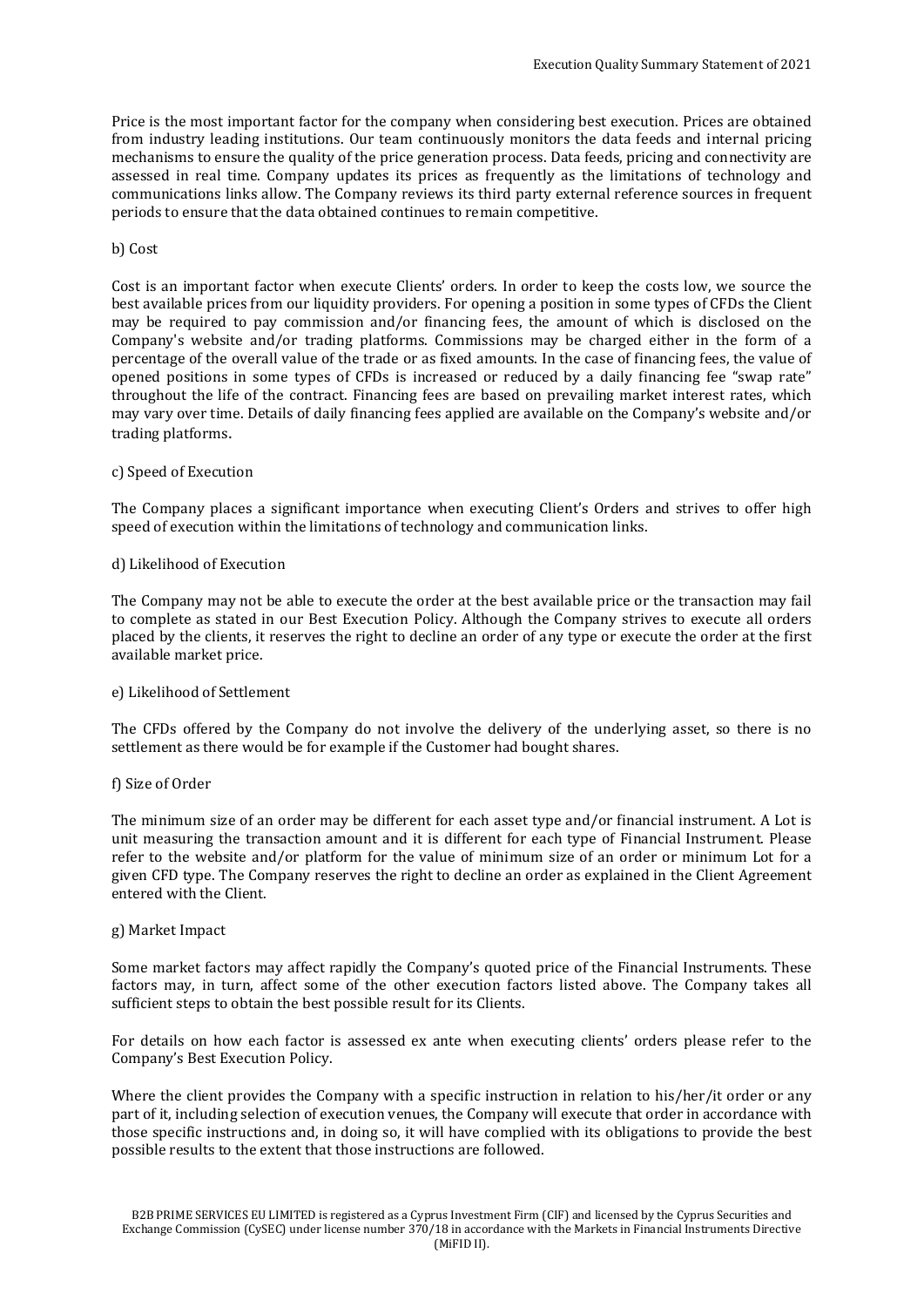Price is the most important factor for the company when considering best execution. Prices are obtained from industry leading institutions. Our team continuously monitors the data feeds and internal pricing mechanisms to ensure the quality of the price generation process. Data feeds, pricing and connectivity are assessed in real time. Company updates its prices as frequently as the limitations of technology and communications links allow. The Company reviews its third party external reference sources in frequent periods to ensure that the data obtained continues to remain competitive.

b) Cost

Cost is an important factor when execute Clients' orders. In order to keep the costs low, we source the best available prices from our liquidity providers. For opening a position in some types of CFDs the Client may be required to pay commission and/or financing fees, the amount of which is disclosed on the Company's website and/or trading platforms. Commissions may be charged either in the form of a percentage of the overall value of the trade or as fixed amounts. In the case of financing fees, the value of opened positions in some types of CFDs is increased or reduced by a daily financing fee "swap rate" throughout the life of the contract. Financing fees are based on prevailing market interest rates, which may vary over time. Details of daily financing fees applied are available on the Company's website and/or trading platforms.

c) Speed of Execution

The Company places a significant importance when executing Client's Orders and strives to offer high speed of execution within the limitations of technology and communication links.

d) Likelihood of Execution

The Company may not be able to execute the order at the best available price or the transaction may fail to complete as stated in our Best Execution Policy. Although the Company strives to execute all orders placed by the clients, it reserves the right to decline an order of any type or execute the order at the first available market price.

e) Likelihood of Settlement

The CFDs offered by the Company do not involve the delivery of the underlying asset, so there is no settlement as there would be for example if the Customer had bought shares.

f) Size of Order

The minimum size of an order may be different for each asset type and/or financial instrument. A Lot is unit measuring the transaction amount and it is different for each type of Financial Instrument. Please refer to the website and/or platform for the value of minimum size of an order or minimum Lot for a given CFD type. The Company reserves the right to decline an order as explained in the Client Agreement entered with the Client.

g) Market Impact

Some market factors may affect rapidly the Company's quoted price of the Financial Instruments. These factors may, in turn, affect some of the other execution factors listed above. The Company takes all sufficient steps to obtain the best possible result for its Clients.

For details on how each factor is assessed ex ante when executing clients' orders please refer to the Company's Best Execution Policy.

Where the client provides the Company with a specific instruction in relation to his/her/it order or any part of it, including selection of execution venues, the Company will execute that order in accordance with those specific instructions and, in doing so, it will have complied with its obligations to provide the best possible results to the extent that those instructions are followed.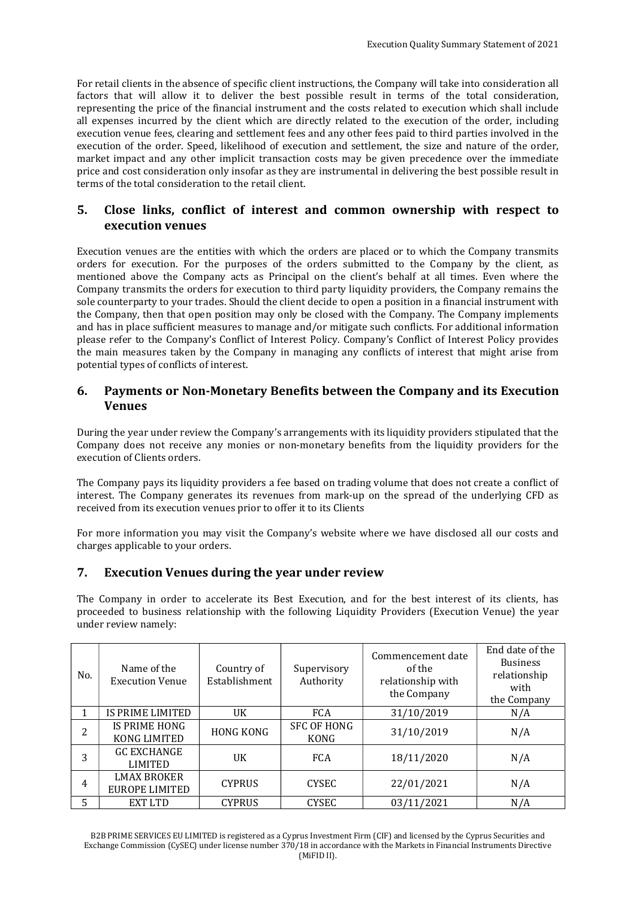For retail clients in the absence of specific client instructions, the Company will take into consideration all factors that will allow it to deliver the best possible result in terms of the total consideration, representing the price of the financial instrument and the costs related to execution which shall include all expenses incurred by the client which are directly related to the execution of the order, including execution venue fees, clearing and settlement fees and any other fees paid to third parties involved in the execution of the order. Speed, likelihood of execution and settlement, the size and nature of the order, market impact and any other implicit transaction costs may be given precedence over the immediate price and cost consideration only insofar as they are instrumental in delivering the best possible result in terms of the total consideration to the retail client.

## 5. Close links, conflict of interest and common ownership with respect to execution venues

Execution venues are the entities with which the orders are placed or to which the Company transmits orders for execution. For the purposes of the orders submitted to the Company by the client, as mentioned above the Company acts as Principal on the client's behalf at all times. Even where the Company transmits the orders for execution to third party liquidity providers, the Company remains the sole counterparty to your trades. Should the client decide to open a position in a financial instrument with the Company, then that open position may only be closed with the Company. The Company implements and has in place sufficient measures to manage and/or mitigate such conflicts. For additional information please refer to the Company's Conflict of Interest Policy. Company's Conflict of Interest Policy provides the main measures taken by the Company in managing any conflicts of interest that might arise from potential types of conflicts of interest.

## 6. Payments or Non-Monetary Benefits between the Company and its Execution Venues

During the year under review the Company's arrangements with its liquidity providers stipulated that the Company does not receive any monies or non-monetary benefits from the liquidity providers for the execution of Clients orders.

The Company pays its liquidity providers a fee based on trading volume that does not create a conflict of interest. The Company generates its revenues from mark-up on the spread of the underlying CFD as received from its execution venues prior to offer it to its Clients

For more information you may visit the Company's website where we have disclosed all our costs and charges applicable to your orders.

## 7. Execution Venues during the year under review

The Company in order to accelerate its Best Execution, and for the best interest of its clients, has proceeded to business relationship with the following Liquidity Providers (Execution Venue) the year under review namely:

| No. | Name of the Execution Venue | Country of Establishment | Supervisory Authority | Commencement date of the relationship with the Company | End date of the Business relationship with the Company |
|---|---|---|---|---|---|
| 1 | IS PRIME LIMITED | UK | FCA | 31/10/2019 | N/A |
| 2 | IS PRIME HONG KONG LIMITED | HONG KONG | SFC OF HONG KONG | 31/10/2019 | N/A |
| 3 | GC EXCHANGE LIMITED | UK | FCA | 18/11/2020 | N/A |
| 4 | LMAX BROKER EUROPE LIMITED | CYPRUS | CYSEC | 22/01/2021 | N/A |
| 5 | EXT LTD | CYPRUS | CYSEC | 03/11/2021 | N/A |

B2B PRIME SERVICES EU LIMITED is registered as a Cyprus Investment Firm (CIF) and licensed by the Cyprus Securities and Exchange Commission (CySEC) under license number 370/18 in accordance with the Markets in Financial Instruments Directive (MiFID II).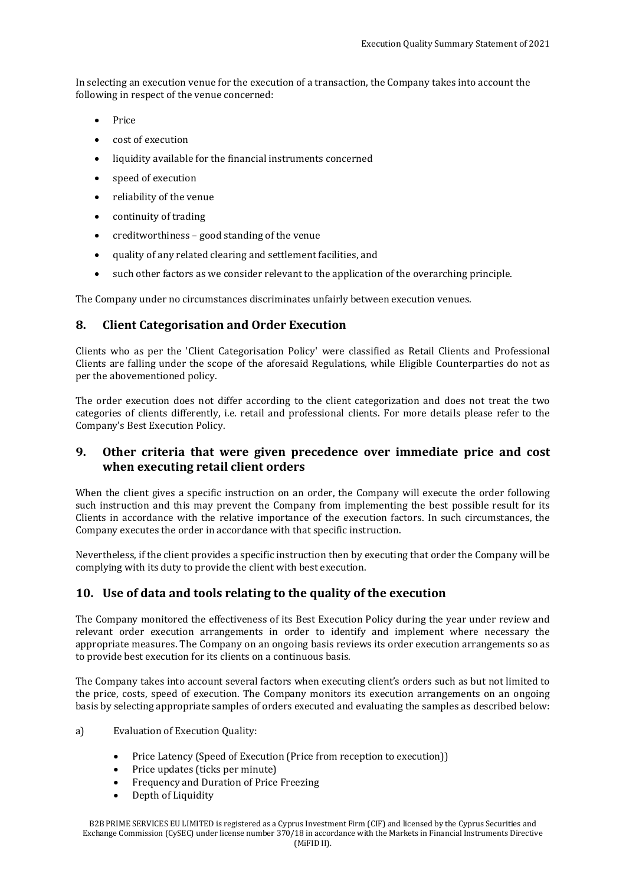In selecting an execution venue for the execution of a transaction, the Company takes into account the following in respect of the venue concerned:

- Price
- cost of execution
- liquidity available for the financial instruments concerned
- speed of execution
- reliability of the venue
- continuity of trading
- creditworthiness – good standing of the venue
- quality of any related clearing and settlement facilities, and
- such other factors as we consider relevant to the application of the overarching principle.

The Company under no circumstances discriminates unfairly between execution venues.

## 8. Client Categorisation and Order Execution

Clients who as per the 'Client Categorisation Policy' were classified as Retail Clients and Professional Clients are falling under the scope of the aforesaid Regulations, while Eligible Counterparties do not as per the abovementioned policy.

The order execution does not differ according to the client categorization and does not treat the two categories of clients differently, i.e. retail and professional clients. For more details please refer to the Company's Best Execution Policy.

## 9. Other criteria that were given precedence over immediate price and cost when executing retail client orders

When the client gives a specific instruction on an order, the Company will execute the order following such instruction and this may prevent the Company from implementing the best possible result for its Clients in accordance with the relative importance of the execution factors. In such circumstances, the Company executes the order in accordance with that specific instruction.

Nevertheless, if the client provides a specific instruction then by executing that order the Company will be complying with its duty to provide the client with best execution.

## 10. Use of data and tools relating to the quality of the execution

The Company monitored the effectiveness of its Best Execution Policy during the year under review and relevant order execution arrangements in order to identify and implement where necessary the appropriate measures. The Company on an ongoing basis reviews its order execution arrangements so as to provide best execution for its clients on a continuous basis.

The Company takes into account several factors when executing client's orders such as but not limited to the price, costs, speed of execution. The Company monitors its execution arrangements on an ongoing basis by selecting appropriate samples of orders executed and evaluating the samples as described below:

a) Evaluation of Execution Quality:

- Price Latency (Speed of Execution (Price from reception to execution))
- Price updates (ticks per minute)
- Frequency and Duration of Price Freezing
- Depth of Liquidity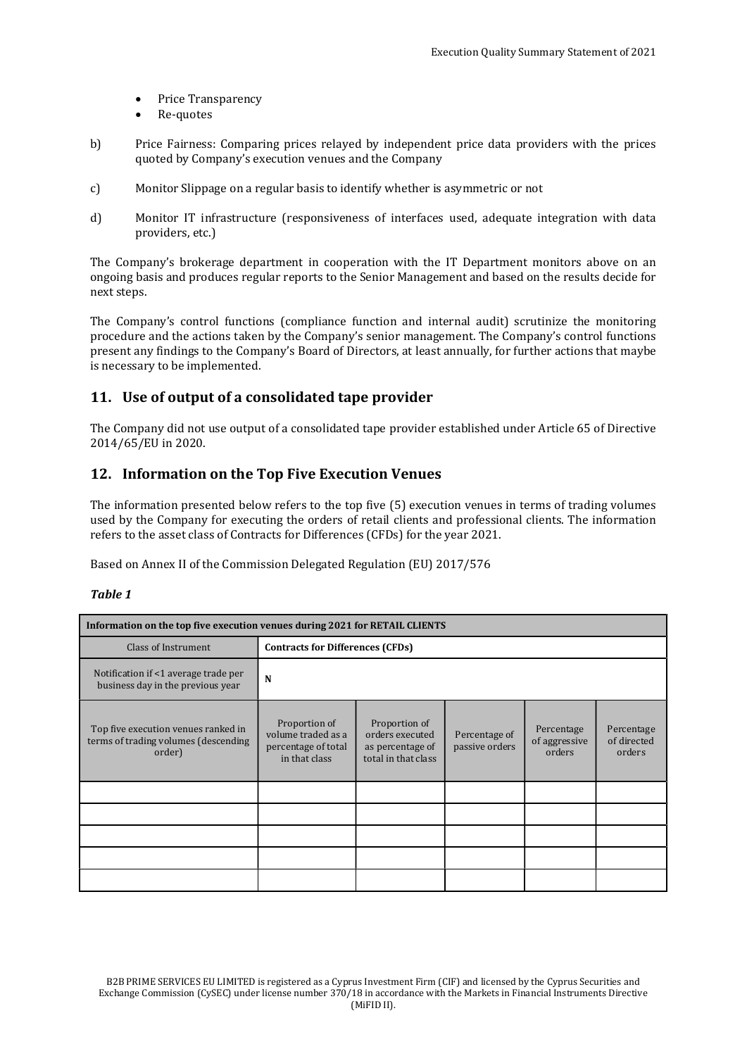- Price Transparency
- Re-quotes

b) Price Fairness: Comparing prices relayed by independent price data providers with the prices quoted by Company's execution venues and the Company

c) Monitor Slippage on a regular basis to identify whether is asymmetric or not

d) Monitor IT infrastructure (responsiveness of interfaces used, adequate integration with data providers, etc.)

The Company's brokerage department in cooperation with the IT Department monitors above on an ongoing basis and produces regular reports to the Senior Management and based on the results decide for next steps.

The Company's control functions (compliance function and internal audit) scrutinize the monitoring procedure and the actions taken by the Company's senior management. The Company's control functions present any findings to the Company's Board of Directors, at least annually, for further actions that maybe is necessary to be implemented.

## 11. Use of output of a consolidated tape provider

The Company did not use output of a consolidated tape provider established under Article 65 of Directive 2014/65/EU in 2020.

## 12. Information on the Top Five Execution Venues

The information presented below refers to the top five (5) execution venues in terms of trading volumes used by the Company for executing the orders of retail clients and professional clients. The information refers to the asset class of Contracts for Differences (CFDs) for the year 2021.

Based on Annex II of the Commission Delegated Regulation (EU) 2017/576

*Table 1*

| **Information on the top five execution venues during 2021 for RETAIL CLIENTS** | | | | | |
|---|---|---|---|---|---|
| Class of Instrument | **Contracts for Differences (CFDs)** | | | | |
| Notification if <1 average trade per business day in the previous year | **N** | | | | |
| Top five execution venues ranked in terms of trading volumes (descending order) | Proportion of volume traded as a percentage of total in that class | Proportion of orders executed as percentage of total in that class | Percentage of passive orders | Percentage of aggressive orders | Percentage of directed orders |
| | | | | | |
| | | | | | |
| | | | | | |
| | | | | | |
| | | | | | |

B2B PRIME SERVICES EU LIMITED is registered as a Cyprus Investment Firm (CIF) and licensed by the Cyprus Securities and Exchange Commission (CySEC) under license number 370/18 in accordance with the Markets in Financial Instruments Directive (MiFID II).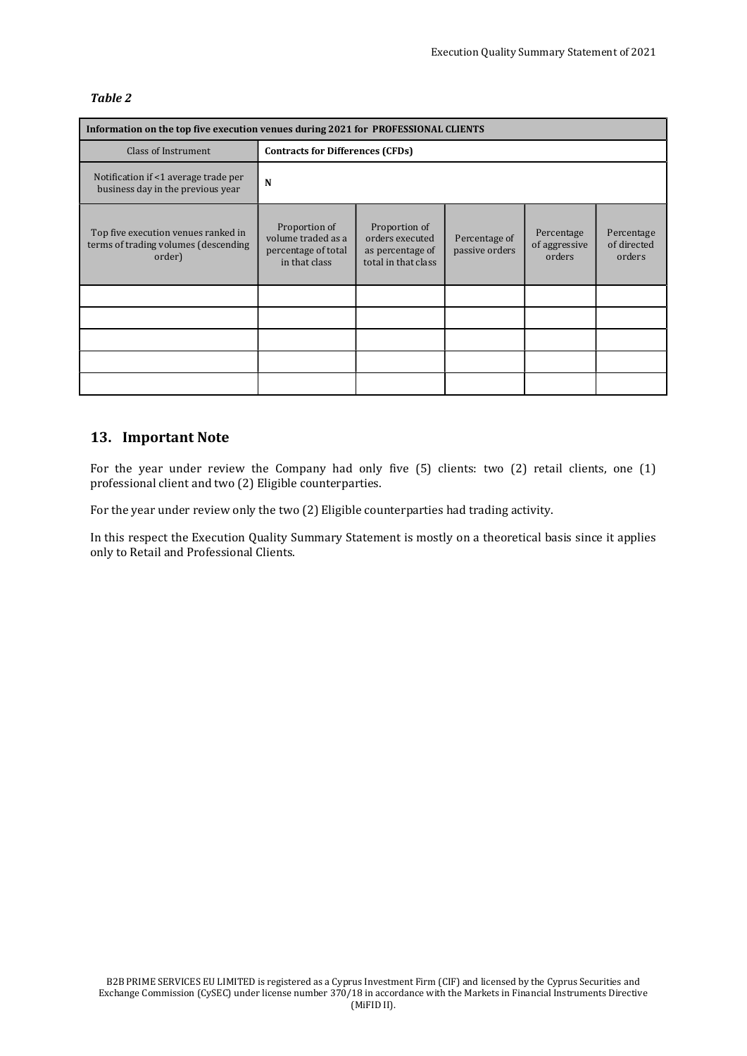*Table 2*

| Information on the top five execution venues during 2021 for PROFESSIONAL CLIENTS | | | | | |
|---|---|---|---|---|---|
| Class of Instrument | **Contracts for Differences (CFDs)** | | | | |
| Notification if <1 average trade per business day in the previous year | **N** | | | | |
| Top five execution venues ranked in terms of trading volumes (descending order) | Proportion of volume traded as a percentage of total in that class | Proportion of orders executed as percentage of total in that class | Percentage of passive orders | Percentage of aggressive orders | Percentage of directed orders |
| | | | | | |
| | | | | | |
| | | | | | |
| | | | | | |
| | | | | | |

## 13. Important Note

For the year under review the Company had only five (5) clients: two (2) retail clients, one (1) professional client and two (2) Eligible counterparties.

For the year under review only the two (2) Eligible counterparties had trading activity.

In this respect the Execution Quality Summary Statement is mostly on a theoretical basis since it applies only to Retail and Professional Clients.